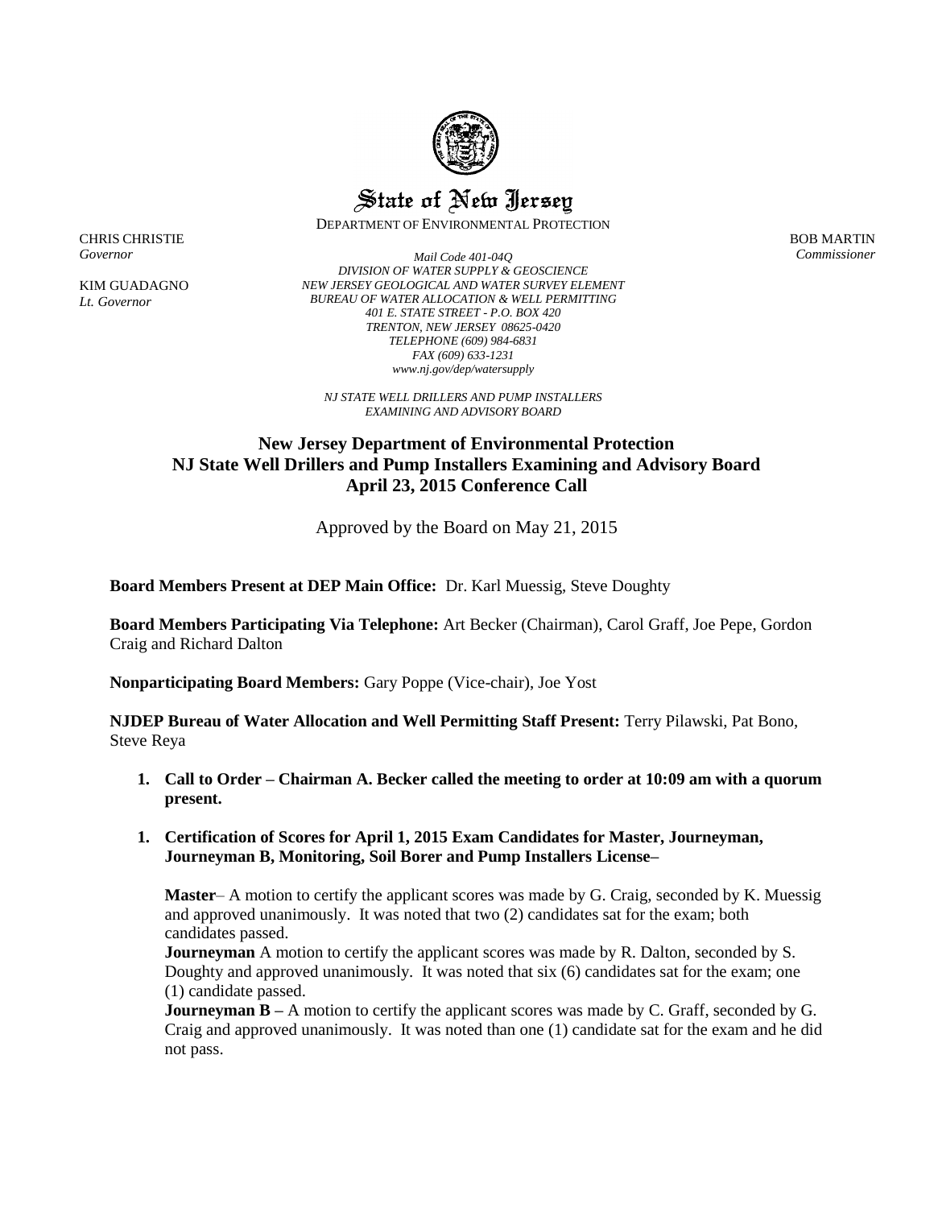# State of New Jersey

DEPARTMENT OF ENVIRONMENTAL PROTECTION

CHRIS CHRISTIE
*Governor*

KIM GUADAGNO
*Lt. Governor*

*Mail Code 401-04Q*
*DIVISION OF WATER SUPPLY & GEOSCIENCE*
*NEW JERSEY GEOLOGICAL AND WATER SURVEY ELEMENT*
*BUREAU OF WATER ALLOCATION & WELL PERMITTING*
*401 E. STATE STREET - P.O. BOX 420*
*TRENTON, NEW JERSEY 08625-0420*
*TELEPHONE (609) 984-6831*
*FAX (609) 633-1231*
*www.nj.gov/dep/watersupply*

BOB MARTIN
*Commissioner*

*NJ STATE WELL DRILLERS AND PUMP INSTALLERS*
*EXAMINING AND ADVISORY BOARD*

## New Jersey Department of Environmental Protection
## NJ State Well Drillers and Pump Installers Examining and Advisory Board
## April 23, 2015 Conference Call

Approved by the Board on May 21, 2015

**Board Members Present at DEP Main Office:** Dr. Karl Muessig, Steve Doughty

**Board Members Participating Via Telephone:** Art Becker (Chairman), Carol Graff, Joe Pepe, Gordon Craig and Richard Dalton

**Nonparticipating Board Members:** Gary Poppe (Vice-chair), Joe Yost

**NJDEP Bureau of Water Allocation and Well Permitting Staff Present:** Terry Pilawski, Pat Bono, Steve Reya

1. **Call to Order – Chairman A. Becker called the meeting to order at 10:09 am with a quorum present.**

1. **Certification of Scores for April 1, 2015 Exam Candidates for Master, Journeyman, Journeyman B, Monitoring, Soil Borer and Pump Installers License–**

   **Master**– A motion to certify the applicant scores was made by G. Craig, seconded by K. Muessig and approved unanimously. It was noted that two (2) candidates sat for the exam; both candidates passed.

   **Journeyman** A motion to certify the applicant scores was made by R. Dalton, seconded by S. Doughty and approved unanimously. It was noted that six (6) candidates sat for the exam; one (1) candidate passed.

   **Journeyman B –** A motion to certify the applicant scores was made by C. Graff, seconded by G. Craig and approved unanimously. It was noted than one (1) candidate sat for the exam and he did not pass.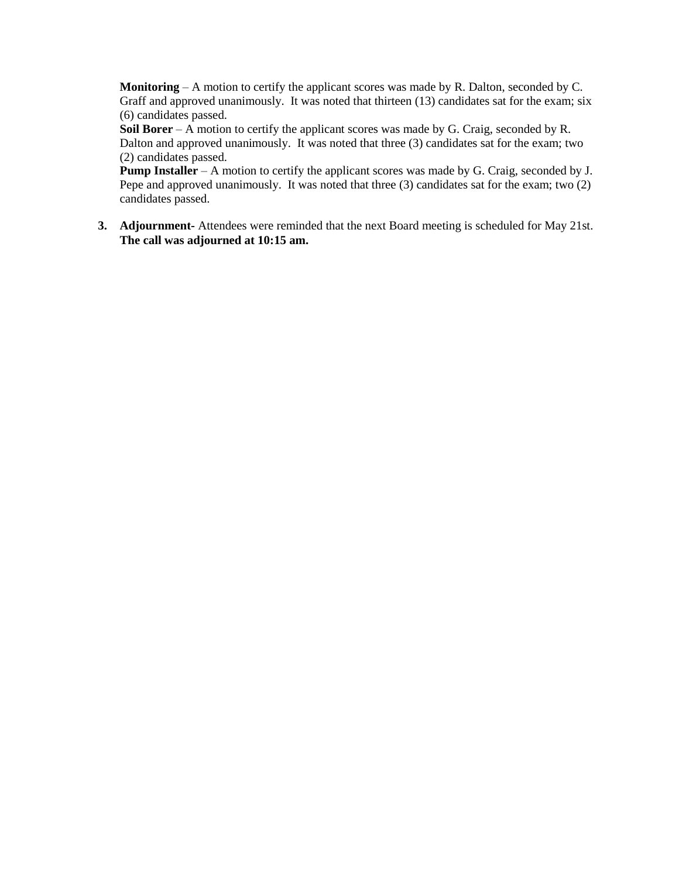**Monitoring** – A motion to certify the applicant scores was made by R. Dalton, seconded by C. Graff and approved unanimously. It was noted that thirteen (13) candidates sat for the exam; six (6) candidates passed.
**Soil Borer** – A motion to certify the applicant scores was made by G. Craig, seconded by R. Dalton and approved unanimously. It was noted that three (3) candidates sat for the exam; two (2) candidates passed.
**Pump Installer** – A motion to certify the applicant scores was made by G. Craig, seconded by J. Pepe and approved unanimously. It was noted that three (3) candidates sat for the exam; two (2) candidates passed.

3. **Adjournment-** Attendees were reminded that the next Board meeting is scheduled for May 21st. **The call was adjourned at 10:15 am.**